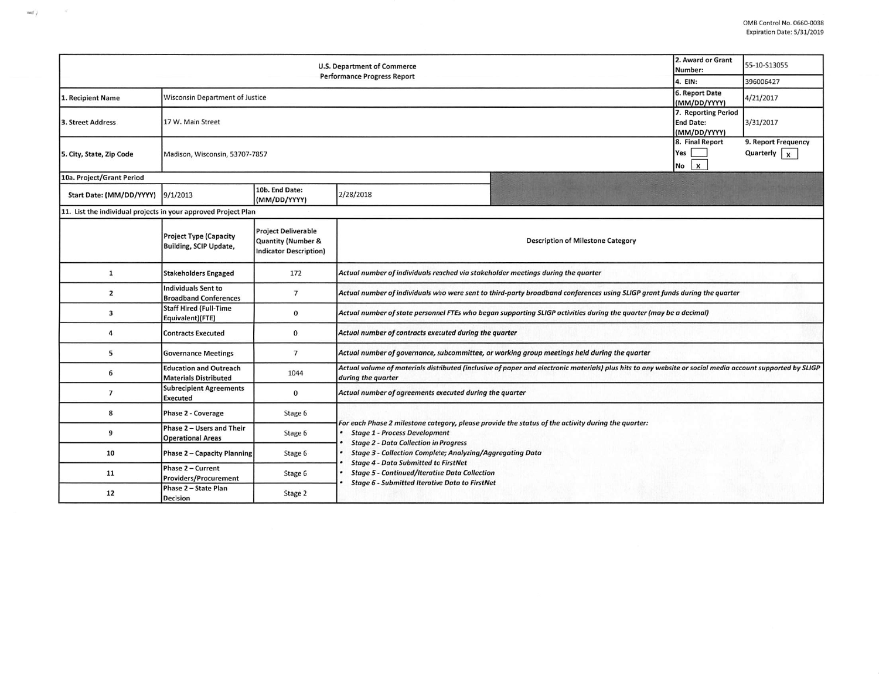OMB Control No. 0660-0038
Expiration Date: 5/31/2019

| U.S. Department of Commerce Performance Progress Report | | | | 2. Award or Grant Number: | 55-10-S13055 |
|---|---|---|---|---|---|
| | | | | 4. EIN: | 396006427 |
| 1. Recipient Name | Wisconsin Department of Justice | | | 6. Report Date (MM/DD/YYYY) | 4/21/2017 |
| 3. Street Address | 17 W. Main Street | | | 7. Reporting Period End Date: (MM/DD/YYYY) | 3/31/2017 |
| 5. City, State, Zip Code | Madison, Wisconsin, 53707-7857 | | | 8. Final Report Yes [ ] No [x] | 9. Report Frequency Quarterly [x] |
| 10a. Project/Grant Period | | | | | |
| Start Date: (MM/DD/YYYY) | 9/1/2013 | 10b. End Date: (MM/DD/YYYY) | 2/28/2018 | | |

11. List the individual projects in your approved Project Plan

| | Project Type (Capacity Building, SCIP Update, | Project Deliverable Quantity (Number & Indicator Description) | Description of Milestone Category |
|---|---|---|---|
| 1 | Stakeholders Engaged | 172 | *Actual number of individuals reached via stakeholder meetings during the quarter* |
| 2 | Individuals Sent to Broadband Conferences | 7 | *Actual number of individuals who were sent to third-party broadband conferences using SLIGP grant funds during the quarter* |
| 3 | Staff Hired (Full-Time Equivalent)(FTE) | 0 | *Actual number of state personnel FTEs who began supporting SLIGP activities during the quarter (may be a decimal)* |
| 4 | Contracts Executed | 0 | *Actual number of contracts executed during the quarter* |
| 5 | Governance Meetings | 7 | *Actual number of governance, subcommittee, or working group meetings held during the quarter* |
| 6 | Education and Outreach Materials Distributed | 1044 | *Actual volume of materials distributed (inclusive of paper and electronic materials) plus hits to any website or social media account supported by SLIGP during the quarter* |
| 7 | Subrecipient Agreements Executed | 0 | *Actual number of agreements executed during the quarter* |
| 8 | Phase 2 - Coverage | Stage 6 | *For each Phase 2 milestone category, please provide the status of the activity during the quarter:* • *Stage 1 - Process Development* • *Stage 2 - Data Collection in Progress* • *Stage 3 - Collection Complete; Analyzing/Aggregating Data* • *Stage 4 - Data Submitted to FirstNet* • *Stage 5 - Continued/Iterative Data Collection* • *Stage 6 - Submitted Iterative Data to FirstNet* |
| 9 | Phase 2 – Users and Their Operational Areas | Stage 6 | |
| 10 | Phase 2 – Capacity Planning | Stage 6 | |
| 11 | Phase 2 – Current Providers/Procurement | Stage 6 | |
| 12 | Phase 2 – State Plan Decision | Stage 2 | |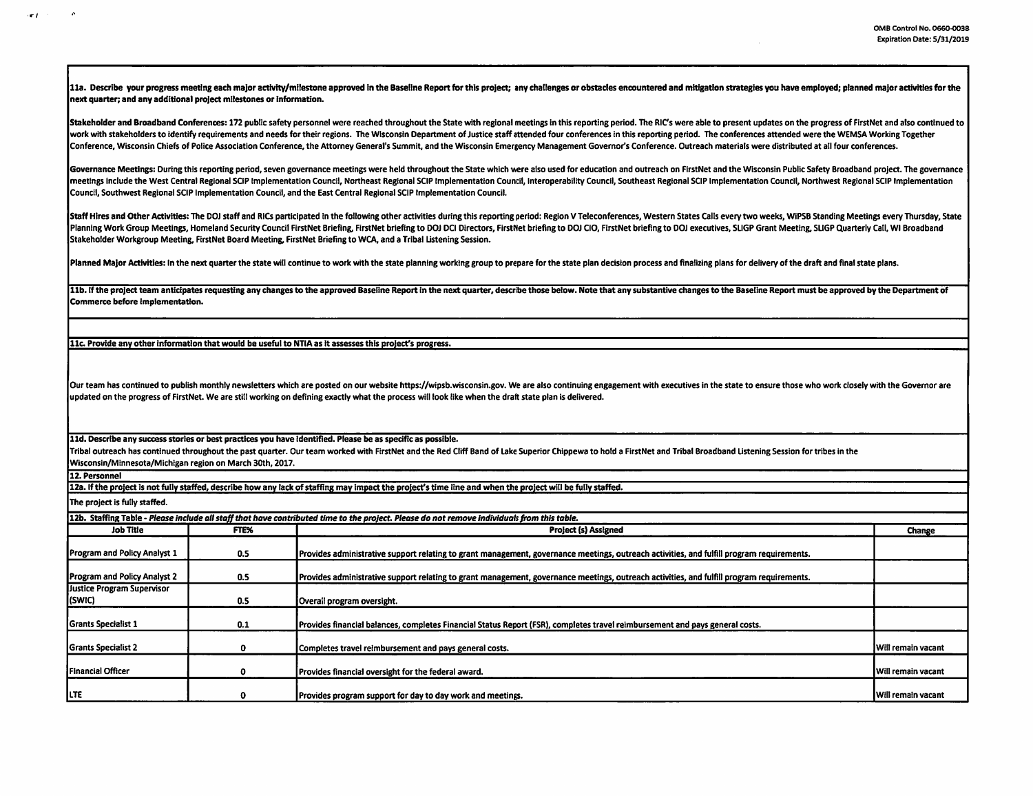OMB Control No. 0660-0038
Expiration Date: 5/31/2019

**11a. Describe your progress meeting each major activity/milestone approved in the Baseline Report for this project; any challenges or obstacles encountered and mitigation strategies you have employed; planned major activities for the next quarter; and any additional project milestones or information.**

Stakeholder and Broadband Conferences: 172 public safety personnel were reached throughout the State with regional meetings in this reporting period. The RIC's were able to present updates on the progress of FirstNet and also continued to work with stakeholders to identify requirements and needs for their regions. The Wisconsin Department of Justice staff attended four conferences in this reporting period. The conferences attended were the WEMSA Working Together Conference, Wisconsin Chiefs of Police Association Conference, the Attorney General's Summit, and the Wisconsin Emergency Management Governor's Conference. Outreach materials were distributed at all four conferences.

Governance Meetings: During this reporting period, seven governance meetings were held throughout the State which were also used for education and outreach on FirstNet and the Wisconsin Public Safety Broadband project. The governance meetings include the West Central Regional SCIP Implementation Council, Northeast Regional SCIP Implementation Council, Interoperability Council, Southeast Regional SCIP Implementation Council, Northwest Regional SCIP Implementation Council, Southwest Regional SCIP Implementation Council, and the East Central Regional SCIP Implementation Council.

Staff Hires and Other Activities: The DOJ staff and RICs participated in the following other activities during this reporting period: Region V Teleconferences, Western States Calls every two weeks, WiPSB Standing Meetings every Thursday, State Planning Work Group Meetings, Homeland Security Council FirstNet Briefing, FirstNet briefing to DOJ DCI Directors, FirstNet briefing to DOJ CIO, FirstNet briefing to DOJ executives, SLIGP Grant Meeting, SLIGP Quarterly Call, WI Broadband Stakeholder Workgroup Meeting, FirstNet Board Meeting, FirstNet Briefing to WCA, and a Tribal Listening Session.

Planned Major Activities: In the next quarter the state will continue to work with the state planning working group to prepare for the state plan decision process and finalizing plans for delivery of the draft and final state plans.

**11b. If the project team anticipates requesting any changes to the approved Baseline Report in the next quarter, describe those below. Note that any substantive changes to the Baseline Report must be approved by the Department of Commerce before implementation.**

**11c. Provide any other information that would be useful to NTIA as it assesses this project's progress.**

Our team has continued to publish monthly newsletters which are posted on our website https://wipsb.wisconsin.gov. We are also continuing engagement with executives in the state to ensure those who work closely with the Governor are updated on the progress of FirstNet. We are still working on defining exactly what the process will look like when the draft state plan is delivered.

**11d. Describe any success stories or best practices you have identified. Please be as specific as possible.**

Tribal outreach has continued throughout the past quarter. Our team worked with FirstNet and the Red Cliff Band of Lake Superior Chippewa to hold a FirstNet and Tribal Broadband Listening Session for tribes in the Wisconsin/Minnesota/Michigan region on March 30th, 2017.

**12. Personnel**

**12a. If the project is not fully staffed, describe how any lack of staffing may impact the project's time line and when the project will be fully staffed.**

The project is fully staffed.

**12b. Staffing Table** - *Please include all staff that have contributed time to the project. Please do not remove individuals from this table.*

| Job Title | FTE% | Project (s) Assigned | Change |
|---|---|---|---|
| Program and Policy Analyst 1 | 0.5 | Provides administrative support relating to grant management, governance meetings, outreach activities, and fulfill program requirements. | |
| Program and Policy Analyst 2 | 0.5 | Provides administrative support relating to grant management, governance meetings, outreach activities, and fulfill program requirements. | |
| Justice Program Supervisor (SWIC) | 0.5 | Overall program oversight. | |
| Grants Specialist 1 | 0.1 | Provides financial balances, completes Financial Status Report (FSR), completes travel reimbursement and pays general costs. | |
| Grants Specialist 2 | 0 | Completes travel reimbursement and pays general costs. | Will remain vacant |
| Financial Officer | 0 | Provides financial oversight for the federal award. | Will remain vacant |
| LTE | 0 | Provides program support for day to day work and meetings. | Will remain vacant |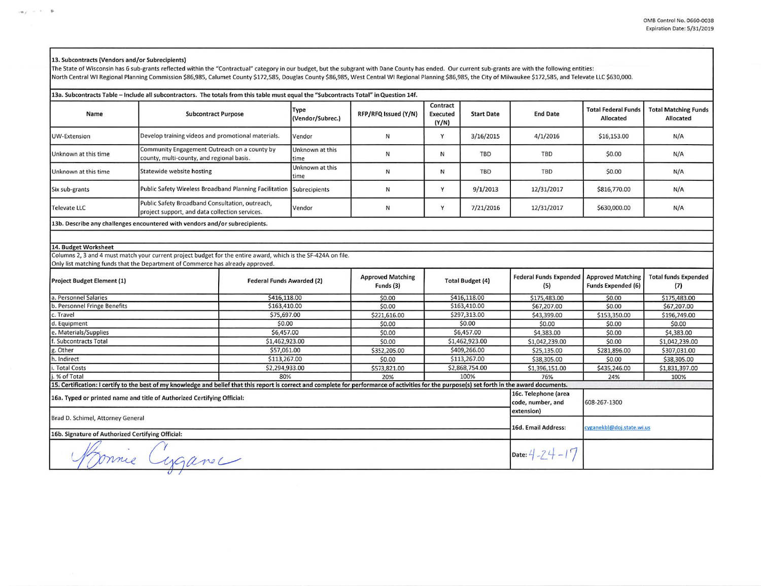### 13. Subcontracts (Vendors and/or Subrecipients)

The State of Wisconsin has 6 sub-grants reflected within the "Contractual" category in our budget, but the subgrant with Dane County has ended. Our current sub-grants are with the following entities: North Central WI Regional Planning Commission $86,985, Calumet County $172,585, Douglas County $86,985, West Central WI Regional Planning $86,985, the City of Milwaukee $172,585, and Televate LLC $630,000.

**13a. Subcontracts Table – Include all subcontractors. The totals from this table must equal the "Subcontracts Total" in Question 14f.**

| Name | Subcontract Purpose | Type (Vendor/Subrec.) | RFP/RFQ Issued (Y/N) | Contract Executed (Y/N) | Start Date | End Date | Total Federal Funds Allocated | Total Matching Funds Allocated |
|---|---|---|---|---|---|---|---|---|
| UW-Extension | Develop training videos and promotional materials. | Vendor | N | Y | 3/16/2015 | 4/1/2016 | $16,153.00 | N/A |
| Unknown at this time | Community Engagement Outreach on a county by county, multi-county, and regional basis. | Unknown at this time | N | N | TBD | TBD | $0.00 | N/A |
| Unknown at this time | Statewide website hosting | Unknown at this time | N | N | TBD | TBD | $0.00 | N/A |
| Six sub-grants | Public Safety Wireless Broadband Planning Facilitation | Subrecipients | N | Y | 9/1/2013 | 12/31/2017 | $816,770.00 | N/A |
| Televate LLC | Public Safety Broadband Consultation, outreach, project support, and data collection services. | Vendor | N | Y | 7/21/2016 | 12/31/2017 | $630,000.00 | N/A |

**13b. Describe any challenges encountered with vendors and/or subrecipients.**

### 14. Budget Worksheet

Columns 2, 3 and 4 must match your current project budget for the entire award, which is the SF-424A on file.
Only list matching funds that the Department of Commerce has already approved.

| Project Budget Element (1) | Federal Funds Awarded (2) | Approved Matching Funds (3) | Total Budget (4) | Federal Funds Expended (5) | Approved Matching Funds Expended (6) | Total funds Expended (7) |
|---|---|---|---|---|---|---|
| a. Personnel Salaries | $416,118.00 | $0.00 | $416,118.00 | $175,483.00 | $0.00 | $175,483.00 |
| b. Personnel Fringe Benefits | $163,410.00 | $0.00 | $163,410.00 | $67,207.00 | $0.00 | $67,207.00 |
| c. Travel | $75,697.00 | $221,616.00 | $297,313.00 | $43,399.00 | $153,350.00 | $196,749.00 |
| d. Equipment | $0.00 | $0.00 | $0.00 | $0.00 | $0.00 | $0.00 |
| e. Materials/Supplies | $6,457.00 | $0.00 | $6,457.00 | $4,383.00 | $0.00 | $4,383.00 |
| f. Subcontracts Total | $1,462,923.00 | $0.00 | $1,462,923.00 | $1,042,239.00 | $0.00 | $1,042,239.00 |
| g. Other | $57,061.00 | $352,205.00 | $409,266.00 | $25,135.00 | $281,896.00 | $307,031.00 |
| h. Indirect | $113,267.00 | $0.00 | $113,267.00 | $38,305.00 | $0.00 | $38,305.00 |
| i. Total Costs | $2,294,933.00 | $573,821.00 | $2,868,754.00 | $1,396,151.00 | $435,246.00 | $1,831,397.00 |
| j. % of Total | 80% | 20% | 100% | 76% | 24% | 100% |

**15. Certification: I certify to the best of my knowledge and belief that this report is correct and complete for performance of activities for the purpose(s) set forth in the award documents.**

**16a. Typed or printed name and title of Authorized Certifying Official:**

Brad D. Schimel, Attorney General

**16b. Signature of Authorized Certifying Official:**

Bonnie Cyganek

**16c. Telephone (area code, number, and extension)** 608-267-1300

**16d. Email Address:** cyganekbl@doj.state.wi.us

Date: 4-24-17